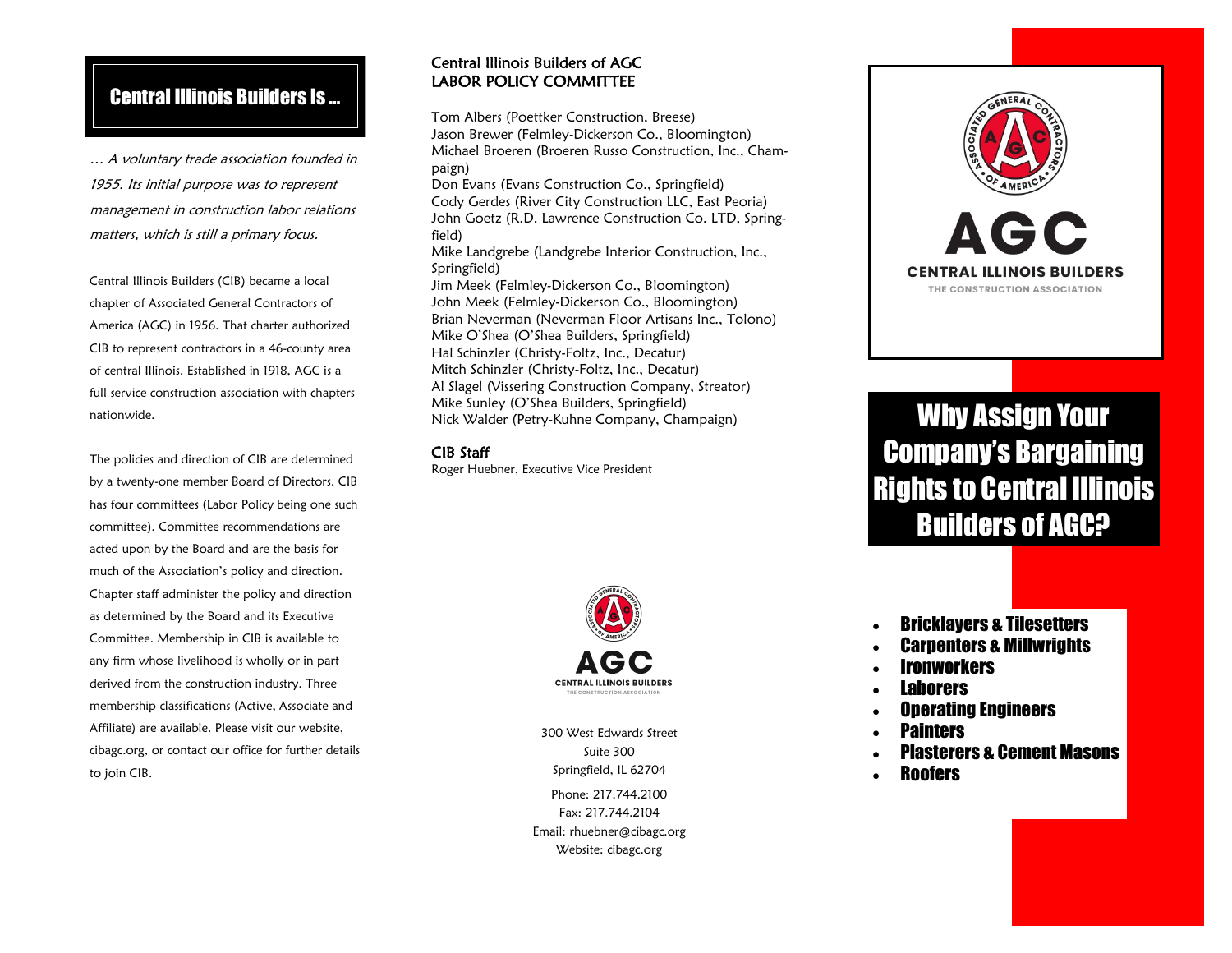## Central Illinois Builders Is ...

*... A voluntary trade association founded in 1955. Its initial purpose was to represent management in construction labor relations matters, which is still a primary focus.*

Central Illinois Builders (CIB) became a local chapter of Associated General Contractors of America (AGC) in 1956. That charter authorized CIB to represent contractors in a 46-county area of central Illinois. Established in 1918, AGC is a full service construction association with chapters nationwide.

The policies and direction of CIB are determined by a twenty-one member Board of Directors. CIB has four committees (Labor Policy being one such committee). Committee recommendations are acted upon by the Board and are the basis for much of the Association's policy and direction. Chapter staff administer the policy and direction as determined by the Board and its Executive Committee. Membership in CIB is available to any firm whose livelihood is wholly or in part derived from the construction industry. Three membership classifications (Active, Associate and Affiliate) are available. Please visit our website, cibagc.org, or contact our office for further details to join CIB.

### Central Illinois Builders of AGC LABOR POLICY COMMITTEE

Tom Albers (Poettker Construction, Breese)
Jason Brewer (Felmley-Dickerson Co., Bloomington)
Michael Broeren (Broeren Russo Construction, Inc., Champaign)
Don Evans (Evans Construction Co., Springfield)
Cody Gerdes (River City Construction LLC, East Peoria)
John Goetz (R.D. Lawrence Construction Co. LTD, Springfield)
Mike Landgrebe (Landgrebe Interior Construction, Inc., Springfield)
Jim Meek (Felmley-Dickerson Co., Bloomington)
John Meek (Felmley-Dickerson Co., Bloomington)
Brian Neverman (Neverman Floor Artisans Inc., Tolono)
Mike O'Shea (O'Shea Builders, Springfield)
Hal Schinzler (Christy-Foltz, Inc., Decatur)
Mitch Schinzler (Christy-Foltz, Inc., Decatur)
Al Slagel (Vissering Construction Company, Streator)
Mike Sunley (O'Shea Builders, Springfield)
Nick Walder (Petry-Kuhne Company, Champaign)

### CIB Staff

Roger Huebner, Executive Vice President

AGC
CENTRAL ILLINOIS BUILDERS
THE CONSTRUCTION ASSOCIATION

300 West Edwards Street
Suite 300
Springfield, IL 62704

Phone: 217.744.2100
Fax: 217.744.2104
Email: rhuebner@cibagc.org
Website: cibagc.org

AGC
CENTRAL ILLINOIS BUILDERS
THE CONSTRUCTION ASSOCIATION

# Why Assign Your Company's Bargaining Rights to Central Illinois Builders of AGC?

- **Bricklayers & Tilesetters**
- **Carpenters & Millwrights**
- **Ironworkers**
- **Laborers**
- **Operating Engineers**
- **Painters**
- **Plasterers & Cement Masons**
- **Roofers**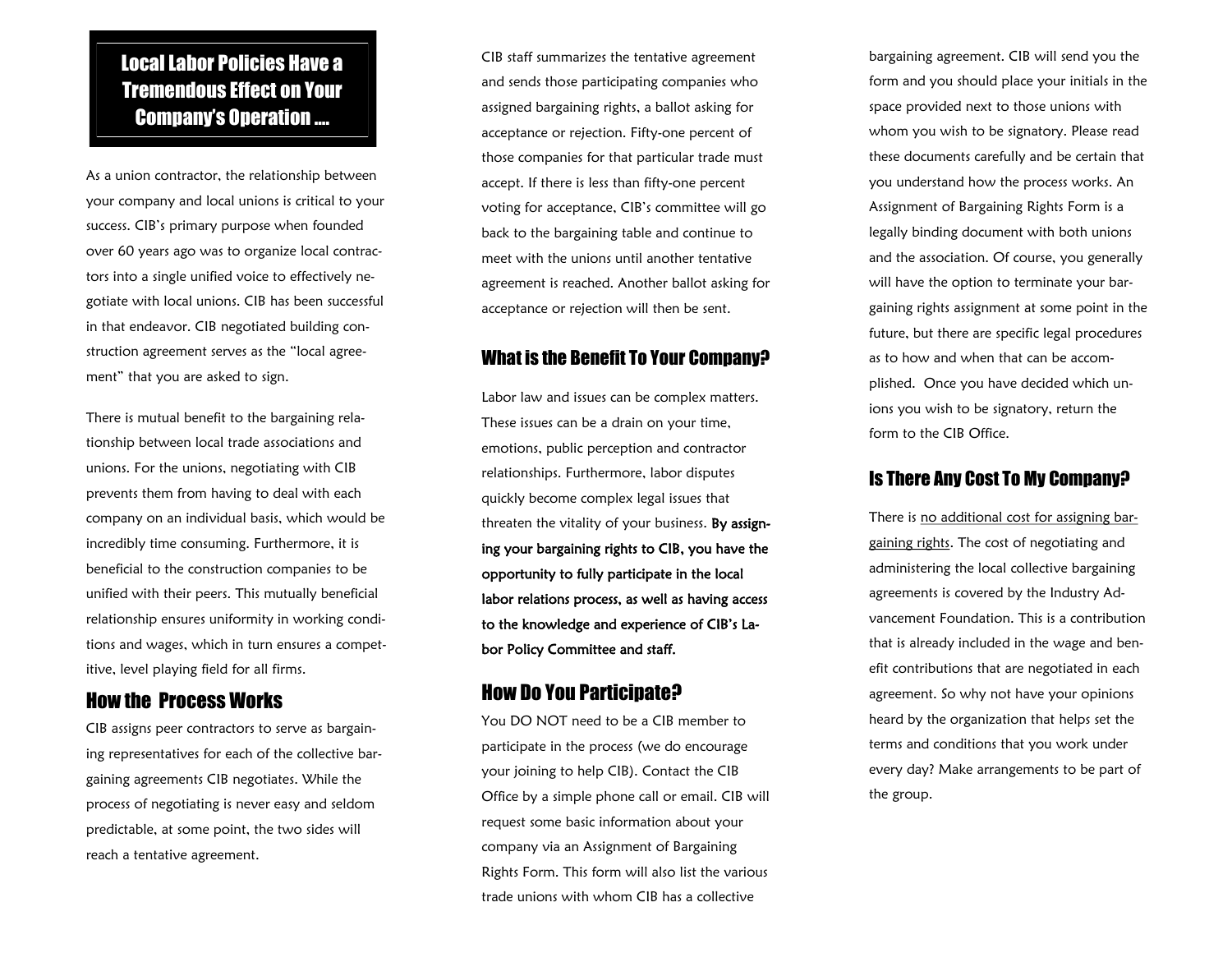## Local Labor Policies Have a Tremendous Effect on Your Company's Operation ….

As a union contractor, the relationship between your company and local unions is critical to your success. CIB's primary purpose when founded over 60 years ago was to organize local contractors into a single unified voice to effectively negotiate with local unions. CIB has been successful in that endeavor. CIB negotiated building construction agreement serves as the "local agreement" that you are asked to sign.

There is mutual benefit to the bargaining relationship between local trade associations and unions. For the unions, negotiating with CIB prevents them from having to deal with each company on an individual basis, which would be incredibly time consuming. Furthermore, it is beneficial to the construction companies to be unified with their peers. This mutually beneficial relationship ensures uniformity in working conditions and wages, which in turn ensures a competitive, level playing field for all firms.

## How the Process Works

CIB assigns peer contractors to serve as bargaining representatives for each of the collective bargaining agreements CIB negotiates. While the process of negotiating is never easy and seldom predictable, at some point, the two sides will reach a tentative agreement.

CIB staff summarizes the tentative agreement and sends those participating companies who assigned bargaining rights, a ballot asking for acceptance or rejection. Fifty-one percent of those companies for that particular trade must accept. If there is less than fifty-one percent voting for acceptance, CIB's committee will go back to the bargaining table and continue to meet with the unions until another tentative agreement is reached. Another ballot asking for acceptance or rejection will then be sent.

## What is the Benefit To Your Company?

Labor law and issues can be complex matters. These issues can be a drain on your time, emotions, public perception and contractor relationships. Furthermore, labor disputes quickly become complex legal issues that threaten the vitality of your business. **By assigning your bargaining rights to CIB, you have the opportunity to fully participate in the local labor relations process, as well as having access to the knowledge and experience of CIB's Labor Policy Committee and staff.**

## How Do You Participate?

You DO NOT need to be a CIB member to participate in the process (we do encourage your joining to help CIB). Contact the CIB Office by a simple phone call or email. CIB will request some basic information about your company via an Assignment of Bargaining Rights Form. This form will also list the various trade unions with whom CIB has a collective bargaining agreement. CIB will send you the form and you should place your initials in the space provided next to those unions with whom you wish to be signatory. Please read these documents carefully and be certain that you understand how the process works. An Assignment of Bargaining Rights Form is a legally binding document with both unions and the association. Of course, you generally will have the option to terminate your bargaining rights assignment at some point in the future, but there are specific legal procedures as to how and when that can be accomplished. Once you have decided which unions you wish to be signatory, return the form to the CIB Office.

## Is There Any Cost To My Company?

There is no additional cost for assigning bargaining rights. The cost of negotiating and administering the local collective bargaining agreements is covered by the Industry Advancement Foundation. This is a contribution that is already included in the wage and benefit contributions that are negotiated in each agreement. So why not have your opinions heard by the organization that helps set the terms and conditions that you work under every day? Make arrangements to be part of the group.